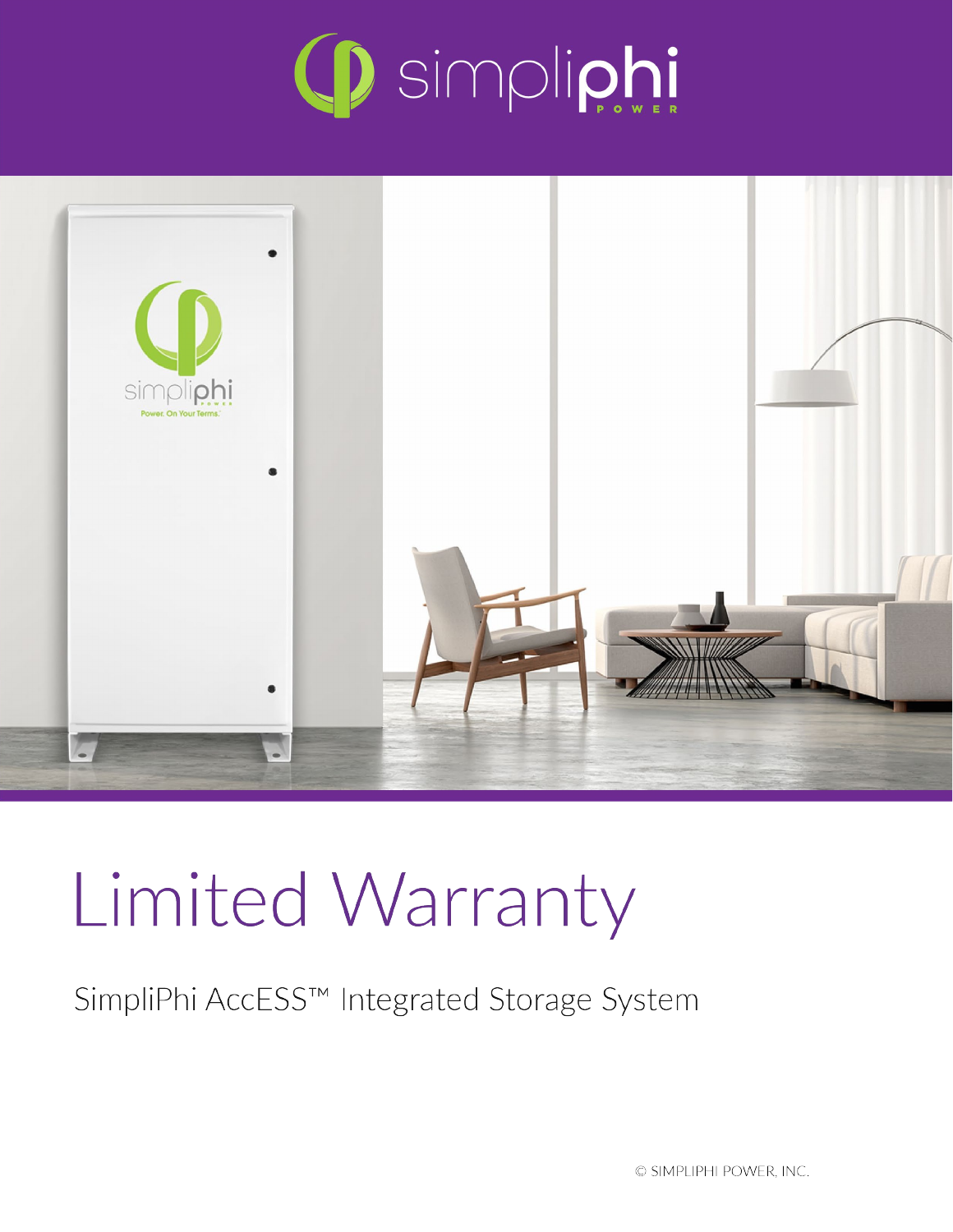# Limited Warranty

SimpliPhi AccESS™ Integrated Storage System

© SIMPLIPHI POWER, INC.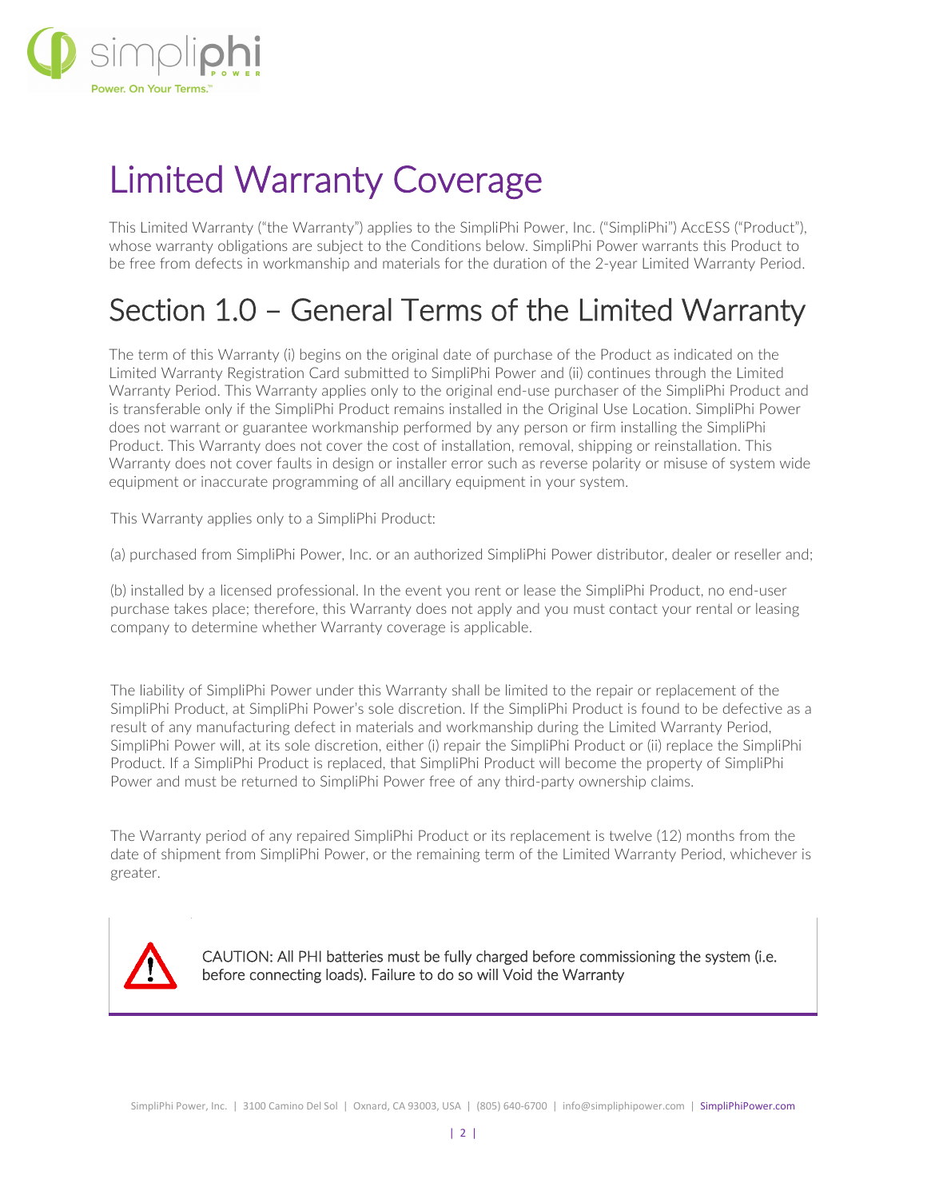# Limited Warranty Coverage

This Limited Warranty ("the Warranty") applies to the SimpliPhi Power, Inc. ("SimpliPhi") AccESS ("Product"), whose warranty obligations are subject to the Conditions below. SimpliPhi Power warrants this Product to be free from defects in workmanship and materials for the duration of the 2-year Limited Warranty Period.

## Section 1.0 – General Terms of the Limited Warranty

The term of this Warranty (i) begins on the original date of purchase of the Product as indicated on the Limited Warranty Registration Card submitted to SimpliPhi Power and (ii) continues through the Limited Warranty Period. This Warranty applies only to the original end-use purchaser of the SimpliPhi Product and is transferable only if the SimpliPhi Product remains installed in the Original Use Location. SimpliPhi Power does not warrant or guarantee workmanship performed by any person or firm installing the SimpliPhi Product. This Warranty does not cover the cost of installation, removal, shipping or reinstallation. This Warranty does not cover faults in design or installer error such as reverse polarity or misuse of system wide equipment or inaccurate programming of all ancillary equipment in your system.

This Warranty applies only to a SimpliPhi Product:

(a) purchased from SimpliPhi Power, Inc. or an authorized SimpliPhi Power distributor, dealer or reseller and;

(b) installed by a licensed professional. In the event you rent or lease the SimpliPhi Product, no end-user purchase takes place; therefore, this Warranty does not apply and you must contact your rental or leasing company to determine whether Warranty coverage is applicable.

The liability of SimpliPhi Power under this Warranty shall be limited to the repair or replacement of the SimpliPhi Product, at SimpliPhi Power's sole discretion. If the SimpliPhi Product is found to be defective as a result of any manufacturing defect in materials and workmanship during the Limited Warranty Period, SimpliPhi Power will, at its sole discretion, either (i) repair the SimpliPhi Product or (ii) replace the SimpliPhi Product. If a SimpliPhi Product is replaced, that SimpliPhi Product will become the property of SimpliPhi Power and must be returned to SimpliPhi Power free of any third-party ownership claims.

The Warranty period of any repaired SimpliPhi Product or its replacement is twelve (12) months from the date of shipment from SimpliPhi Power, or the remaining term of the Limited Warranty Period, whichever is greater.

CAUTION: All PHI batteries must be fully charged before commissioning the system (i.e. before connecting loads). Failure to do so will Void the Warranty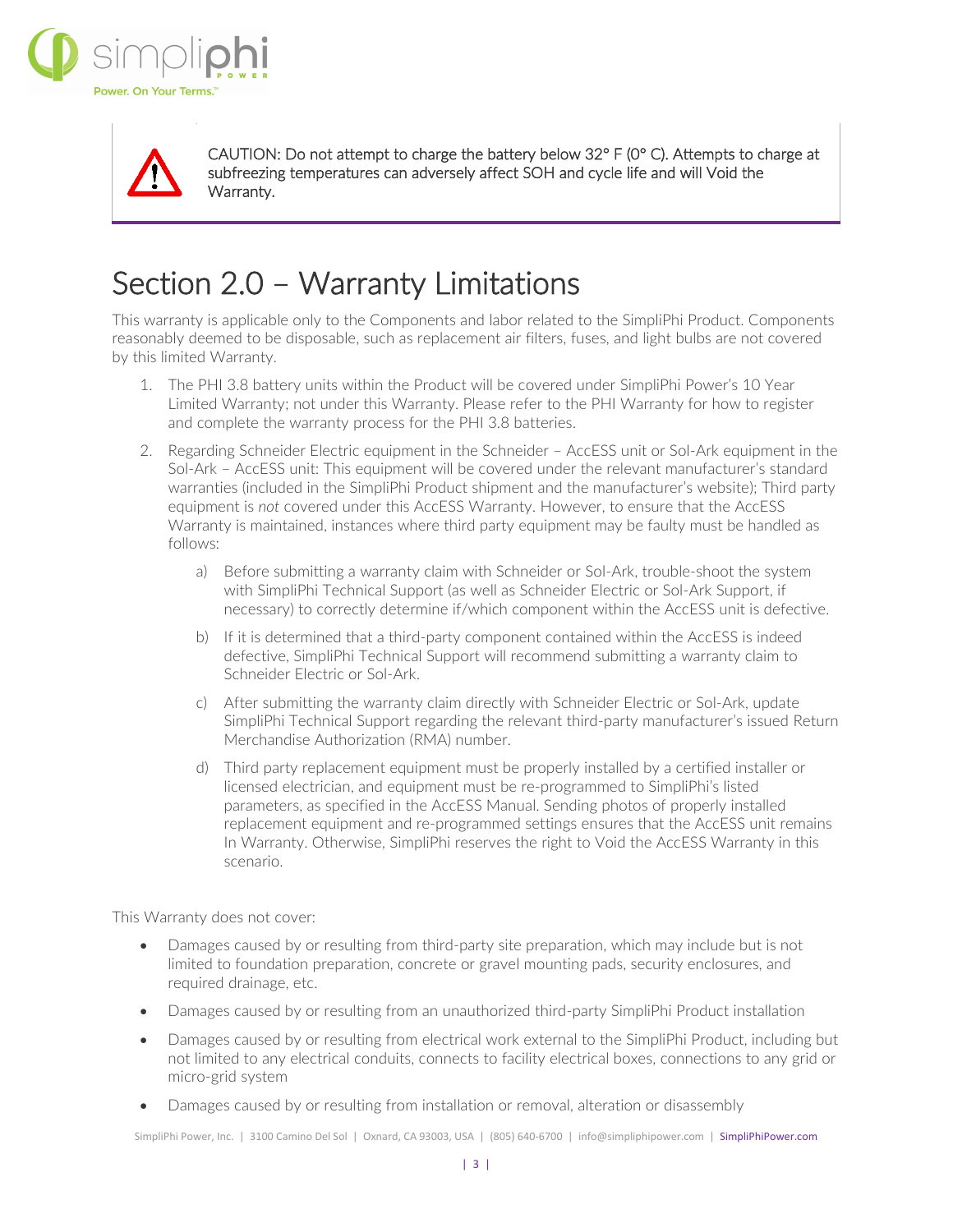CAUTION: Do not attempt to charge the battery below 32° F (0° C). Attempts to charge at subfreezing temperatures can adversely affect SOH and cycle life and will Void the Warranty.

# Section 2.0 – Warranty Limitations

This warranty is applicable only to the Components and labor related to the SimpliPhi Product. Components reasonably deemed to be disposable, such as replacement air filters, fuses, and light bulbs are not covered by this limited Warranty.

1. The PHI 3.8 battery units within the Product will be covered under SimpliPhi Power's 10 Year Limited Warranty; not under this Warranty. Please refer to the PHI Warranty for how to register and complete the warranty process for the PHI 3.8 batteries.
2. Regarding Schneider Electric equipment in the Schneider – AccESS unit or Sol-Ark equipment in the Sol-Ark – AccESS unit: This equipment will be covered under the relevant manufacturer's standard warranties (included in the SimpliPhi Product shipment and the manufacturer's website); Third party equipment is *not* covered under this AccESS Warranty. However, to ensure that the AccESS Warranty is maintained, instances where third party equipment may be faulty must be handled as follows:
   a) Before submitting a warranty claim with Schneider or Sol-Ark, trouble-shoot the system with SimpliPhi Technical Support (as well as Schneider Electric or Sol-Ark Support, if necessary) to correctly determine if/which component within the AccESS unit is defective.
   b) If it is determined that a third-party component contained within the AccESS is indeed defective, SimpliPhi Technical Support will recommend submitting a warranty claim to Schneider Electric or Sol-Ark.
   c) After submitting the warranty claim directly with Schneider Electric or Sol-Ark, update SimpliPhi Technical Support regarding the relevant third-party manufacturer's issued Return Merchandise Authorization (RMA) number.
   d) Third party replacement equipment must be properly installed by a certified installer or licensed electrician, and equipment must be re-programmed to SimpliPhi's listed parameters, as specified in the AccESS Manual. Sending photos of properly installed replacement equipment and re-programmed settings ensures that the AccESS unit remains In Warranty. Otherwise, SimpliPhi reserves the right to Void the AccESS Warranty in this scenario.

This Warranty does not cover:

- Damages caused by or resulting from third-party site preparation, which may include but is not limited to foundation preparation, concrete or gravel mounting pads, security enclosures, and required drainage, etc.
- Damages caused by or resulting from an unauthorized third-party SimpliPhi Product installation
- Damages caused by or resulting from electrical work external to the SimpliPhi Product, including but not limited to any electrical conduits, connects to facility electrical boxes, connections to any grid or micro-grid system
- Damages caused by or resulting from installation or removal, alteration or disassembly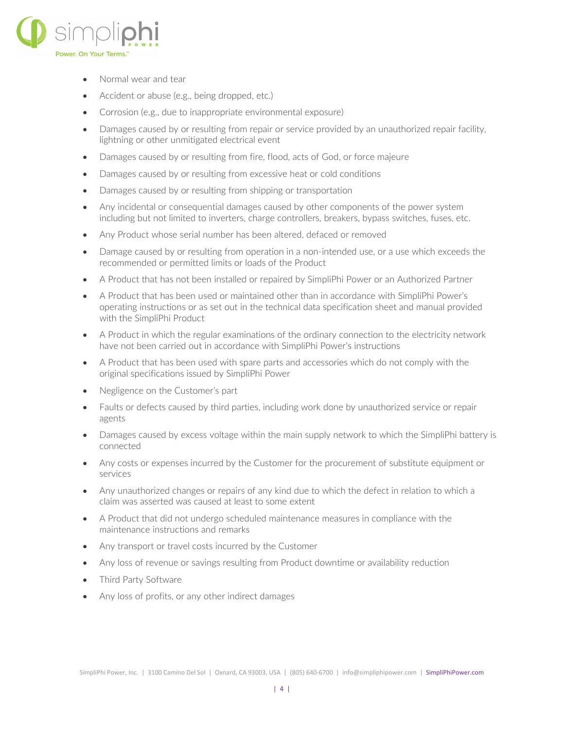- Normal wear and tear
- Accident or abuse (e.g., being dropped, etc.)
- Corrosion (e.g., due to inappropriate environmental exposure)
- Damages caused by or resulting from repair or service provided by an unauthorized repair facility, lightning or other unmitigated electrical event
- Damages caused by or resulting from fire, flood, acts of God, or force majeure
- Damages caused by or resulting from excessive heat or cold conditions
- Damages caused by or resulting from shipping or transportation
- Any incidental or consequential damages caused by other components of the power system including but not limited to inverters, charge controllers, breakers, bypass switches, fuses, etc.
- Any Product whose serial number has been altered, defaced or removed
- Damage caused by or resulting from operation in a non-intended use, or a use which exceeds the recommended or permitted limits or loads of the Product
- A Product that has not been installed or repaired by SimpliPhi Power or an Authorized Partner
- A Product that has been used or maintained other than in accordance with SimpliPhi Power's operating instructions or as set out in the technical data specification sheet and manual provided with the SimpliPhi Product
- A Product in which the regular examinations of the ordinary connection to the electricity network have not been carried out in accordance with SimpliPhi Power's instructions
- A Product that has been used with spare parts and accessories which do not comply with the original specifications issued by SimpliPhi Power
- Negligence on the Customer's part
- Faults or defects caused by third parties, including work done by unauthorized service or repair agents
- Damages caused by excess voltage within the main supply network to which the SimpliPhi battery is connected
- Any costs or expenses incurred by the Customer for the procurement of substitute equipment or services
- Any unauthorized changes or repairs of any kind due to which the defect in relation to which a claim was asserted was caused at least to some extent
- A Product that did not undergo scheduled maintenance measures in compliance with the maintenance instructions and remarks
- Any transport or travel costs incurred by the Customer
- Any loss of revenue or savings resulting from Product downtime or availability reduction
- Third Party Software
- Any loss of profits, or any other indirect damages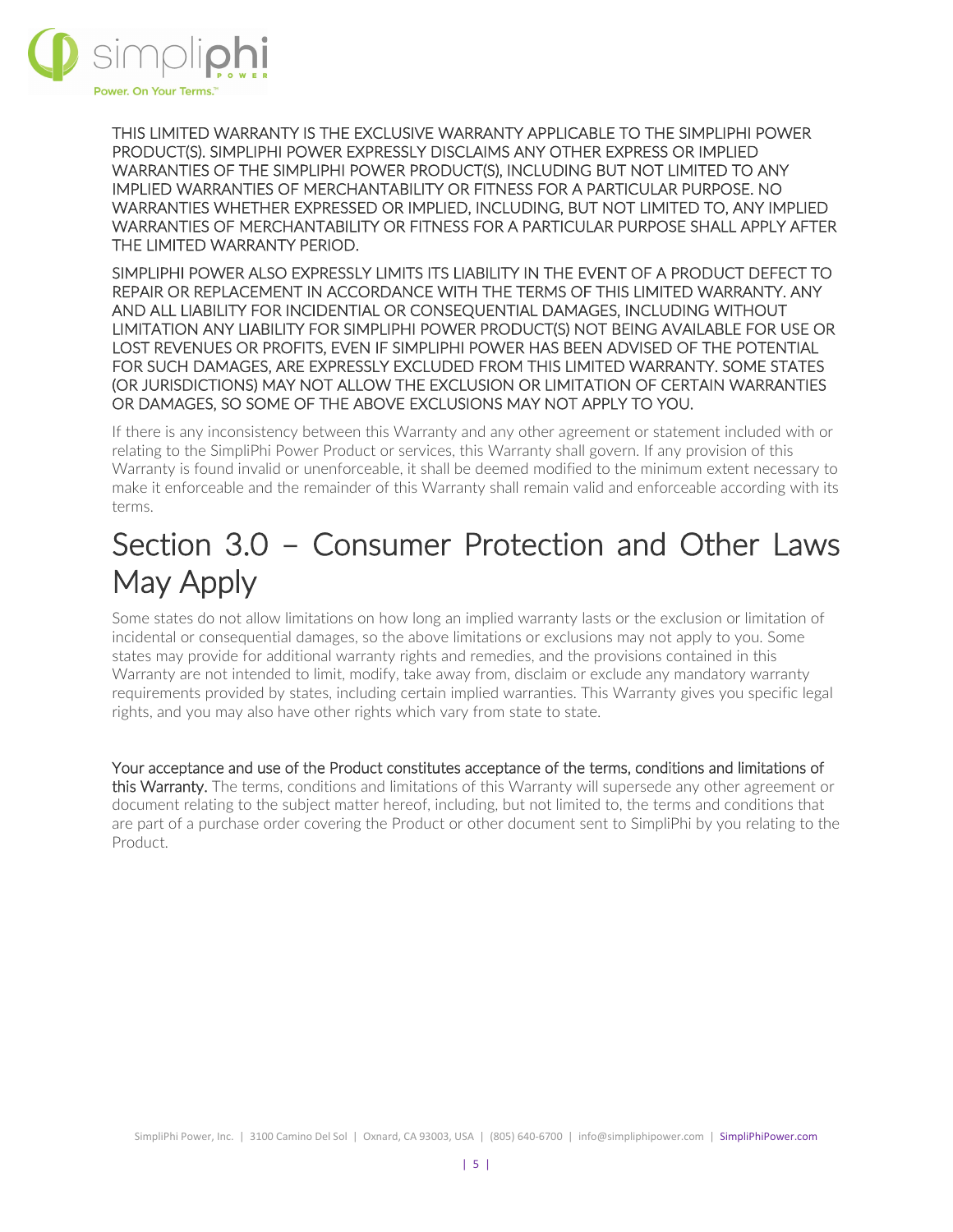THIS LIMITED WARRANTY IS THE EXCLUSIVE WARRANTY APPLICABLE TO THE SIMPLIPHI POWER PRODUCT(S). SIMPLIPHI POWER EXPRESSLY DISCLAIMS ANY OTHER EXPRESS OR IMPLIED WARRANTIES OF THE SIMPLIPHI POWER PRODUCT(S), INCLUDING BUT NOT LIMITED TO ANY IMPLIED WARRANTIES OF MERCHANTABILITY OR FITNESS FOR A PARTICULAR PURPOSE. NO WARRANTIES WHETHER EXPRESSED OR IMPLIED, INCLUDING, BUT NOT LIMITED TO, ANY IMPLIED WARRANTIES OF MERCHANTABILITY OR FITNESS FOR A PARTICULAR PURPOSE SHALL APPLY AFTER THE LIMITED WARRANTY PERIOD.

SIMPLIPHI POWER ALSO EXPRESSLY LIMITS ITS LIABILITY IN THE EVENT OF A PRODUCT DEFECT TO REPAIR OR REPLACEMENT IN ACCORDANCE WITH THE TERMS OF THIS LIMITED WARRANTY. ANY AND ALL LIABILITY FOR INCIDENTIAL OR CONSEQUENTIAL DAMAGES, INCLUDING WITHOUT LIMITATION ANY LIABILITY FOR SIMPLIPHI POWER PRODUCT(S) NOT BEING AVAILABLE FOR USE OR LOST REVENUES OR PROFITS, EVEN IF SIMPLIPHI POWER HAS BEEN ADVISED OF THE POTENTIAL FOR SUCH DAMAGES, ARE EXPRESSLY EXCLUDED FROM THIS LIMITED WARRANTY. SOME STATES (OR JURISDICTIONS) MAY NOT ALLOW THE EXCLUSION OR LIMITATION OF CERTAIN WARRANTIES OR DAMAGES, SO SOME OF THE ABOVE EXCLUSIONS MAY NOT APPLY TO YOU.

If there is any inconsistency between this Warranty and any other agreement or statement included with or relating to the SimpliPhi Power Product or services, this Warranty shall govern. If any provision of this Warranty is found invalid or unenforceable, it shall be deemed modified to the minimum extent necessary to make it enforceable and the remainder of this Warranty shall remain valid and enforceable according with its terms.

# Section 3.0 – Consumer Protection and Other Laws May Apply

Some states do not allow limitations on how long an implied warranty lasts or the exclusion or limitation of incidental or consequential damages, so the above limitations or exclusions may not apply to you. Some states may provide for additional warranty rights and remedies, and the provisions contained in this Warranty are not intended to limit, modify, take away from, disclaim or exclude any mandatory warranty requirements provided by states, including certain implied warranties. This Warranty gives you specific legal rights, and you may also have other rights which vary from state to state.

Your acceptance and use of the Product constitutes acceptance of the terms, conditions and limitations of this Warranty. The terms, conditions and limitations of this Warranty will supersede any other agreement or document relating to the subject matter hereof, including, but not limited to, the terms and conditions that are part of a purchase order covering the Product or other document sent to SimpliPhi by you relating to the Product.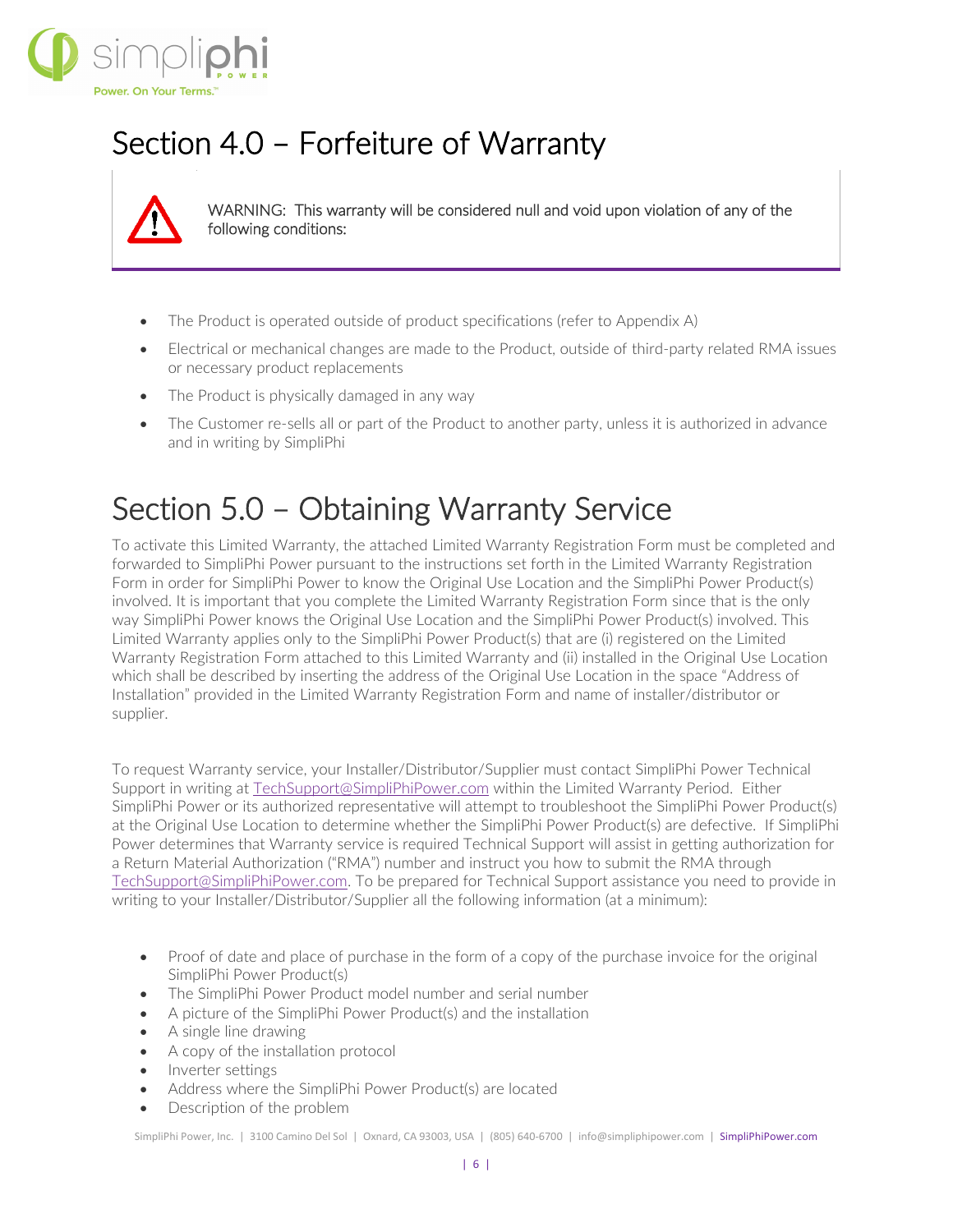# Section 4.0 – Forfeiture of Warranty

WARNING: This warranty will be considered null and void upon violation of any of the following conditions:

- The Product is operated outside of product specifications (refer to Appendix A)
- Electrical or mechanical changes are made to the Product, outside of third-party related RMA issues or necessary product replacements
- The Product is physically damaged in any way
- The Customer re-sells all or part of the Product to another party, unless it is authorized in advance and in writing by SimpliPhi

# Section 5.0 – Obtaining Warranty Service

To activate this Limited Warranty, the attached Limited Warranty Registration Form must be completed and forwarded to SimpliPhi Power pursuant to the instructions set forth in the Limited Warranty Registration Form in order for SimpliPhi Power to know the Original Use Location and the SimpliPhi Power Product(s) involved. It is important that you complete the Limited Warranty Registration Form since that is the only way SimpliPhi Power knows the Original Use Location and the SimpliPhi Power Product(s) involved. This Limited Warranty applies only to the SimpliPhi Power Product(s) that are (i) registered on the Limited Warranty Registration Form attached to this Limited Warranty and (ii) installed in the Original Use Location which shall be described by inserting the address of the Original Use Location in the space "Address of Installation" provided in the Limited Warranty Registration Form and name of installer/distributor or supplier.

To request Warranty service, your Installer/Distributor/Supplier must contact SimpliPhi Power Technical Support in writing at TechSupport@SimpliPhiPower.com within the Limited Warranty Period. Either SimpliPhi Power or its authorized representative will attempt to troubleshoot the SimpliPhi Power Product(s) at the Original Use Location to determine whether the SimpliPhi Power Product(s) are defective. If SimpliPhi Power determines that Warranty service is required Technical Support will assist in getting authorization for a Return Material Authorization ("RMA") number and instruct you how to submit the RMA through TechSupport@SimpliPhiPower.com. To be prepared for Technical Support assistance you need to provide in writing to your Installer/Distributor/Supplier all the following information (at a minimum):

- Proof of date and place of purchase in the form of a copy of the purchase invoice for the original SimpliPhi Power Product(s)
- The SimpliPhi Power Product model number and serial number
- A picture of the SimpliPhi Power Product(s) and the installation
- A single line drawing
- A copy of the installation protocol
- Inverter settings
- Address where the SimpliPhi Power Product(s) are located
- Description of the problem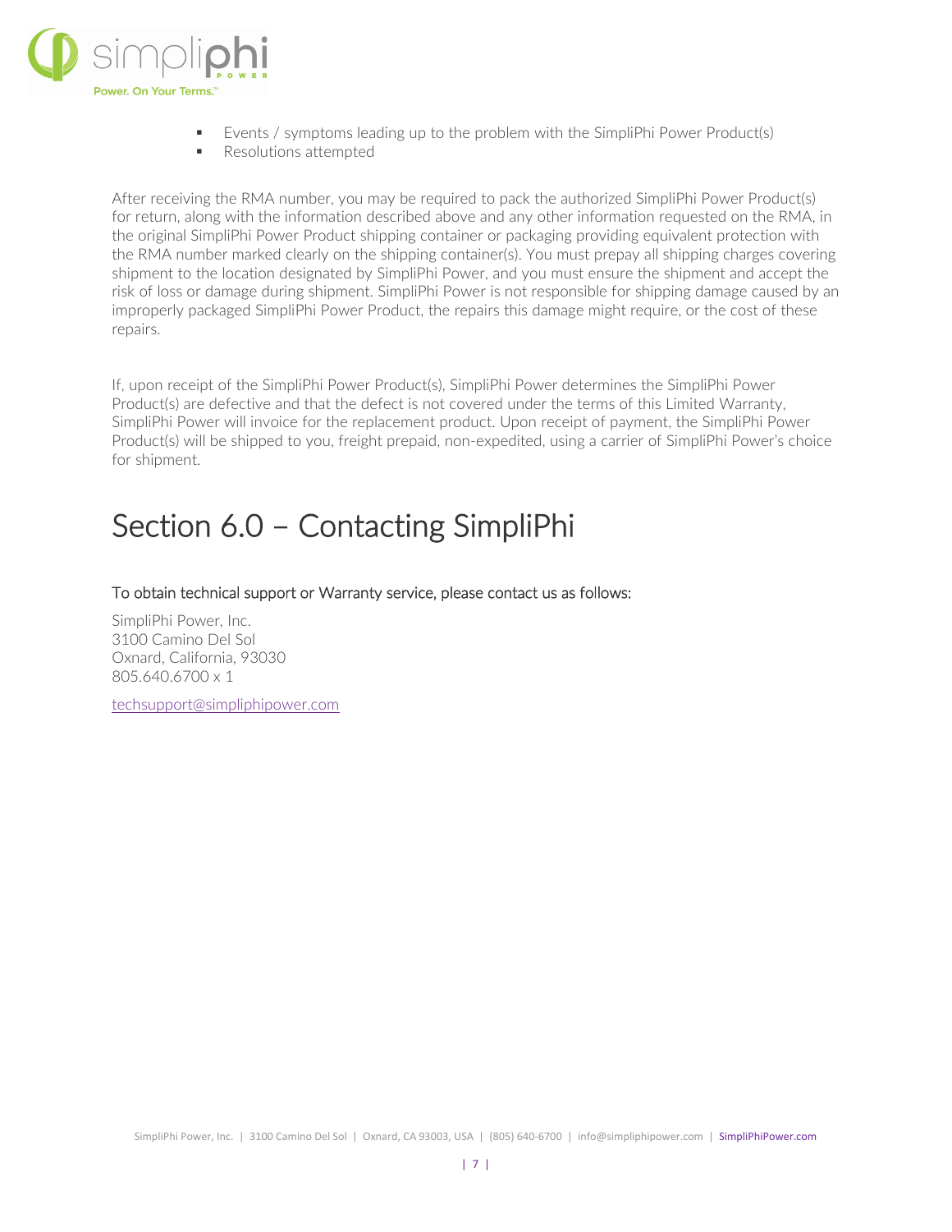- Events / symptoms leading up to the problem with the SimpliPhi Power Product(s)
- Resolutions attempted

After receiving the RMA number, you may be required to pack the authorized SimpliPhi Power Product(s) for return, along with the information described above and any other information requested on the RMA, in the original SimpliPhi Power Product shipping container or packaging providing equivalent protection with the RMA number marked clearly on the shipping container(s). You must prepay all shipping charges covering shipment to the location designated by SimpliPhi Power, and you must ensure the shipment and accept the risk of loss or damage during shipment. SimpliPhi Power is not responsible for shipping damage caused by an improperly packaged SimpliPhi Power Product, the repairs this damage might require, or the cost of these repairs.

If, upon receipt of the SimpliPhi Power Product(s), SimpliPhi Power determines the SimpliPhi Power Product(s) are defective and that the defect is not covered under the terms of this Limited Warranty, SimpliPhi Power will invoice for the replacement product. Upon receipt of payment, the SimpliPhi Power Product(s) will be shipped to you, freight prepaid, non-expedited, using a carrier of SimpliPhi Power's choice for shipment.

# Section 6.0 – Contacting SimpliPhi

To obtain technical support or Warranty service, please contact us as follows:

SimpliPhi Power, Inc.
3100 Camino Del Sol
Oxnard, California, 93030
805.640.6700 x 1

techsupport@simpliphipower.com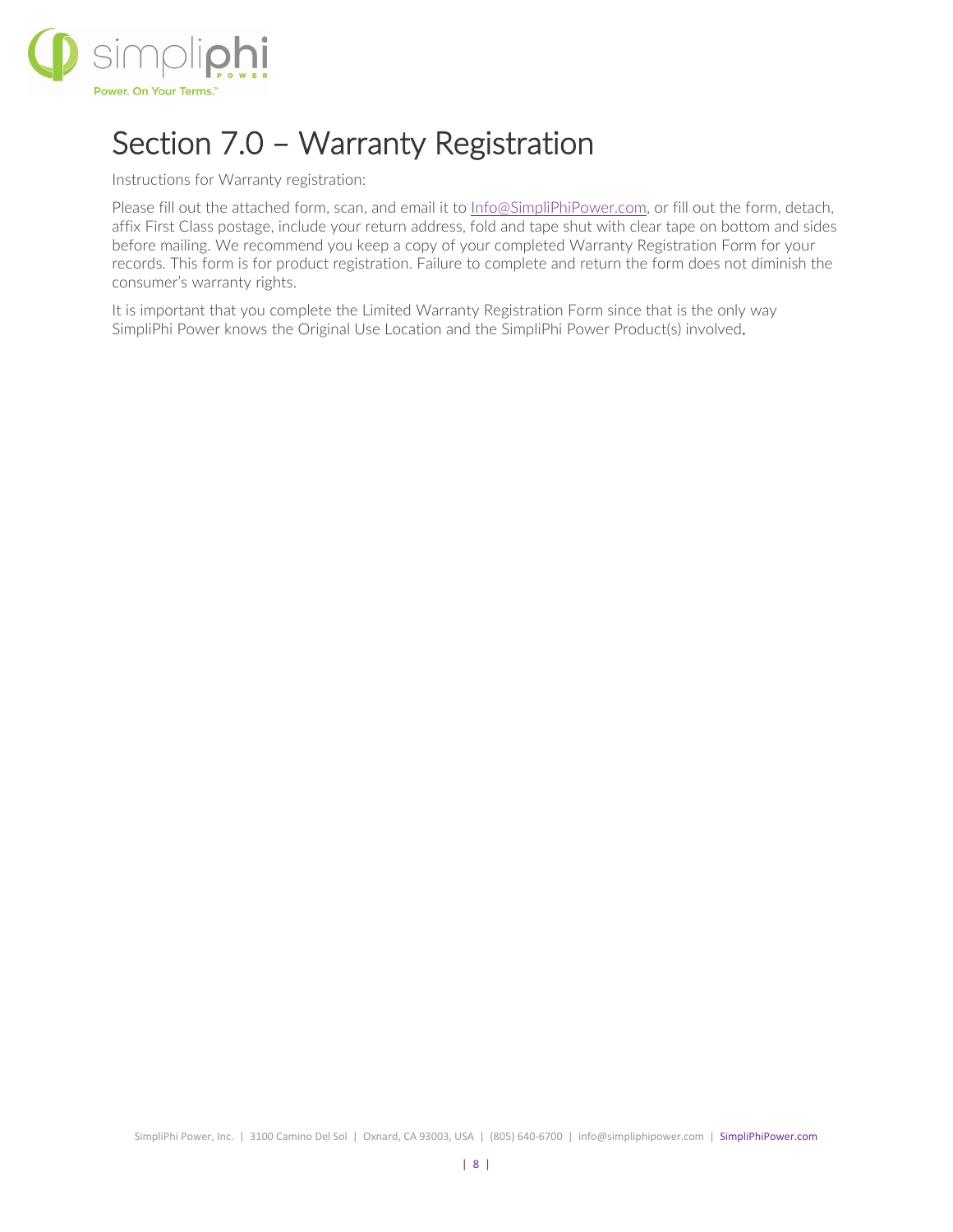# Section 7.0 – Warranty Registration

Instructions for Warranty registration:

Please fill out the attached form, scan, and email it to Info@SimpliPhiPower.com, or fill out the form, detach, affix First Class postage, include your return address, fold and tape shut with clear tape on bottom and sides before mailing. We recommend you keep a copy of your completed Warranty Registration Form for your records. This form is for product registration. Failure to complete and return the form does not diminish the consumer's warranty rights.

It is important that you complete the Limited Warranty Registration Form since that is the only way SimpliPhi Power knows the Original Use Location and the SimpliPhi Power Product(s) involved.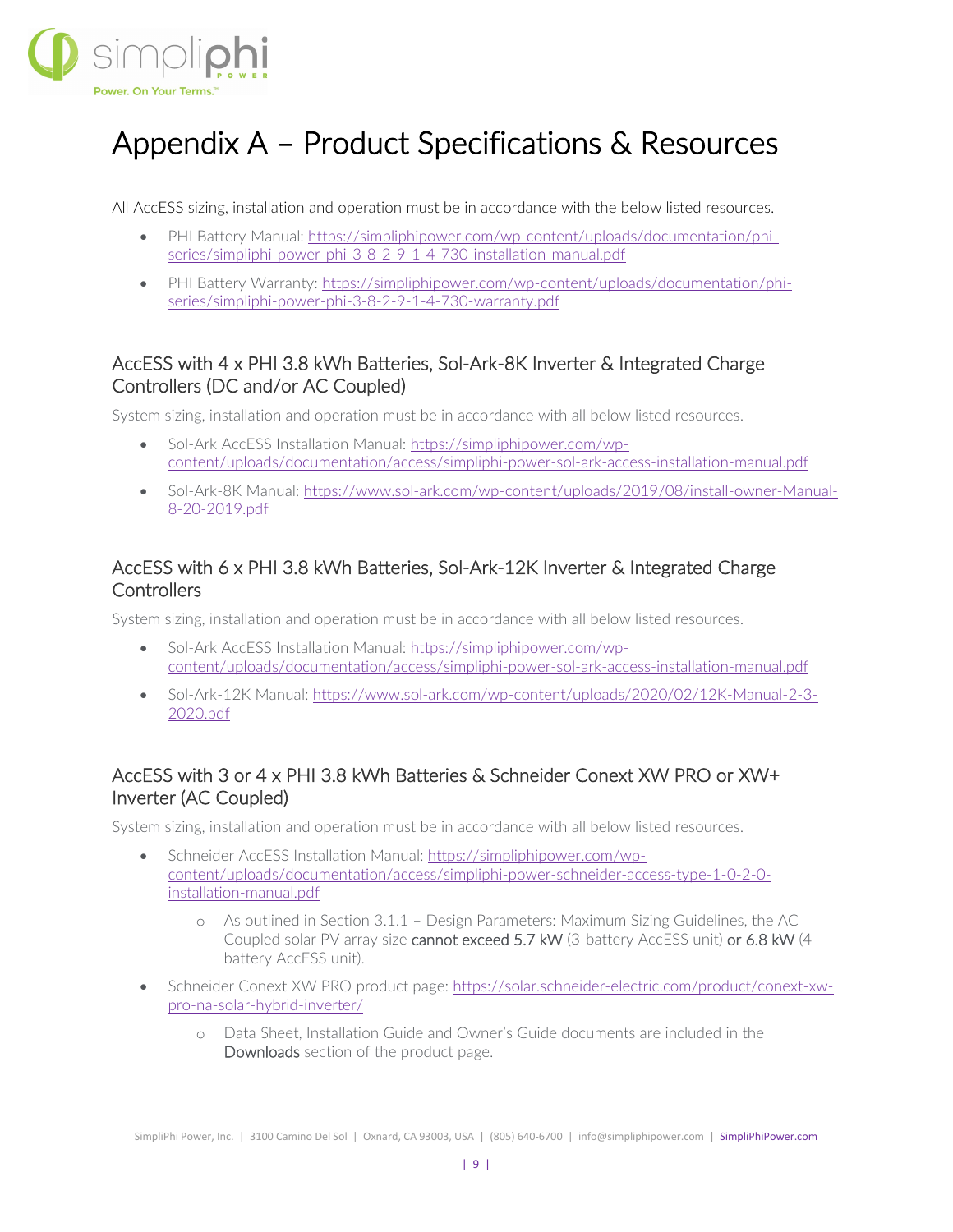// Appendix A – Product Specifications & Resources

All AccESS sizing, installation and operation must be in accordance with the below listed resources.

- PHI Battery Manual: https://simpliphipower.com/wp-content/uploads/documentation/phi-series/simpliphi-power-phi-3-8-2-9-1-4-730-installation-manual.pdf
- PHI Battery Warranty: https://simpliphipower.com/wp-content/uploads/documentation/phi-series/simpliphi-power-phi-3-8-2-9-1-4-730-warranty.pdf

## AccESS with 4 x PHI 3.8 kWh Batteries, Sol-Ark-8K Inverter & Integrated Charge Controllers (DC and/or AC Coupled)

System sizing, installation and operation must be in accordance with all below listed resources.

- Sol-Ark AccESS Installation Manual: https://simpliphipower.com/wp-content/uploads/documentation/access/simpliphi-power-sol-ark-access-installation-manual.pdf
- Sol-Ark-8K Manual: https://www.sol-ark.com/wp-content/uploads/2019/08/install-owner-Manual-8-20-2019.pdf

## AccESS with 6 x PHI 3.8 kWh Batteries, Sol-Ark-12K Inverter & Integrated Charge Controllers

System sizing, installation and operation must be in accordance with all below listed resources.

- Sol-Ark AccESS Installation Manual: https://simpliphipower.com/wp-content/uploads/documentation/access/simpliphi-power-sol-ark-access-installation-manual.pdf
- Sol-Ark-12K Manual: https://www.sol-ark.com/wp-content/uploads/2020/02/12K-Manual-2-3-2020.pdf

## AccESS with 3 or 4 x PHI 3.8 kWh Batteries & Schneider Conext XW PRO or XW+ Inverter (AC Coupled)

System sizing, installation and operation must be in accordance with all below listed resources.

- Schneider AccESS Installation Manual: https://simpliphipower.com/wp-content/uploads/documentation/access/simpliphi-power-schneider-access-type-1-0-2-0-installation-manual.pdf
    - As outlined in Section 3.1.1 – Design Parameters: Maximum Sizing Guidelines, the AC Coupled solar PV array size **cannot exceed 5.7 kW** (3-battery AccESS unit) **or 6.8 kW** (4-battery AccESS unit).
- Schneider Conext XW PRO product page: https://solar.schneider-electric.com/product/conext-xw-pro-na-solar-hybrid-inverter/
    - Data Sheet, Installation Guide and Owner's Guide documents are included in the **Downloads** section of the product page.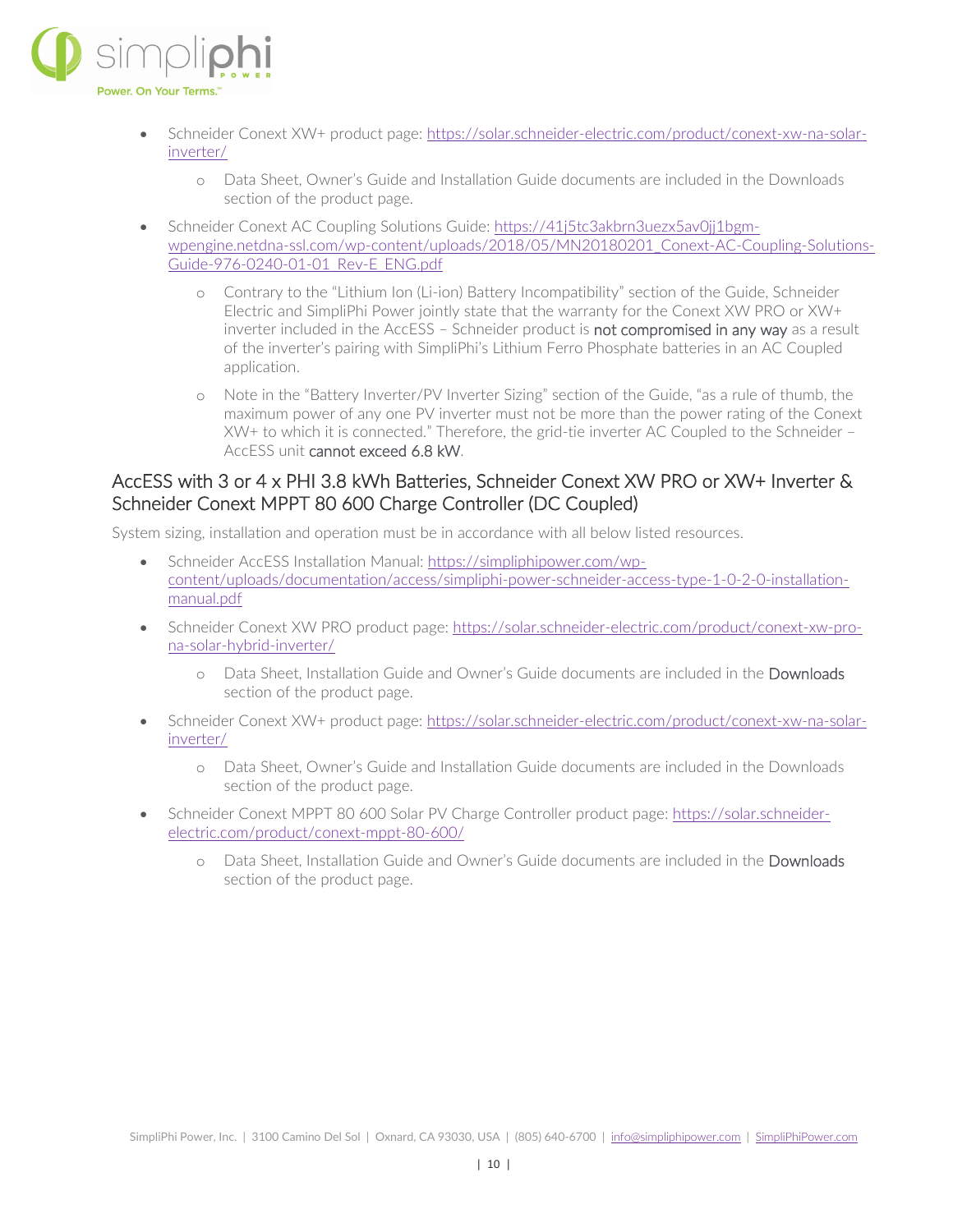- Schneider Conext XW+ product page: [https://solar.schneider-electric.com/product/conext-xw-na-solar-inverter/](https://solar.schneider-electric.com/product/conext-xw-na-solar-inverter/)
  - Data Sheet, Owner's Guide and Installation Guide documents are included in the Downloads section of the product page.
- Schneider Conext AC Coupling Solutions Guide: [https://41j5tc3akbrn3uezx5av0jj1bgm-wpengine.netdna-ssl.com/wp-content/uploads/2018/05/MN20180201_Conext-AC-Coupling-Solutions-Guide-976-0240-01-01_Rev-E_ENG.pdf](https://41j5tc3akbrn3uezx5av0jj1bgm-wpengine.netdna-ssl.com/wp-content/uploads/2018/05/MN20180201_Conext-AC-Coupling-Solutions-Guide-976-0240-01-01_Rev-E_ENG.pdf)
  - Contrary to the "Lithium Ion (Li-ion) Battery Incompatibility" section of the Guide, Schneider Electric and SimpliPhi Power jointly state that the warranty for the Conext XW PRO or XW+ inverter included in the AccESS – Schneider product is not compromised in any way as a result of the inverter's pairing with SimpliPhi's Lithium Ferro Phosphate batteries in an AC Coupled application.
  - Note in the "Battery Inverter/PV Inverter Sizing" section of the Guide, "as a rule of thumb, the maximum power of any one PV inverter must not be more than the power rating of the Conext XW+ to which it is connected." Therefore, the grid-tie inverter AC Coupled to the Schneider – AccESS unit cannot exceed 6.8 kW.

## AccESS with 3 or 4 x PHI 3.8 kWh Batteries, Schneider Conext XW PRO or XW+ Inverter & Schneider Conext MPPT 80 600 Charge Controller (DC Coupled)

System sizing, installation and operation must be in accordance with all below listed resources.

- Schneider AccESS Installation Manual: [https://simpliphipower.com/wp-content/uploads/documentation/access/simpliphi-power-schneider-access-type-1-0-2-0-installation-manual.pdf](https://simpliphipower.com/wp-content/uploads/documentation/access/simpliphi-power-schneider-access-type-1-0-2-0-installation-manual.pdf)
- Schneider Conext XW PRO product page: [https://solar.schneider-electric.com/product/conext-xw-pro-na-solar-hybrid-inverter/](https://solar.schneider-electric.com/product/conext-xw-pro-na-solar-hybrid-inverter/)
  - Data Sheet, Installation Guide and Owner's Guide documents are included in the Downloads section of the product page.
- Schneider Conext XW+ product page: [https://solar.schneider-electric.com/product/conext-xw-na-solar-inverter/](https://solar.schneider-electric.com/product/conext-xw-na-solar-inverter/)
  - Data Sheet, Owner's Guide and Installation Guide documents are included in the Downloads section of the product page.
- Schneider Conext MPPT 80 600 Solar PV Charge Controller product page: [https://solar.schneider-electric.com/product/conext-mppt-80-600/](https://solar.schneider-electric.com/product/conext-mppt-80-600/)
  - Data Sheet, Installation Guide and Owner's Guide documents are included in the Downloads section of the product page.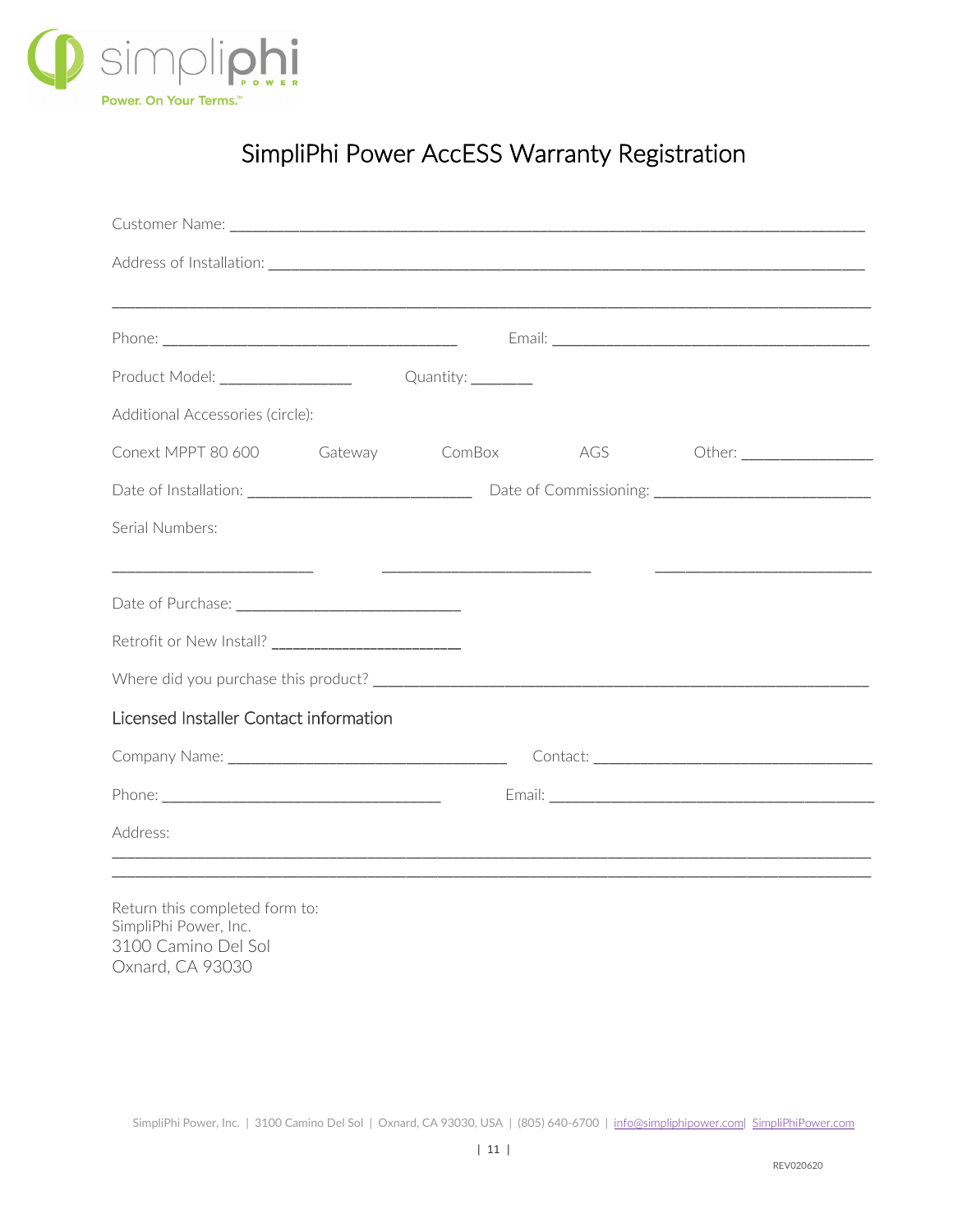# SimpliPhi Power AccESS Warranty Registration

Customer Name: ______________________________________________________________________________

Address of Installation: _________________________________________________________________________

______________________________________________________________________________________

Phone: ______________________________________ Email: ________________________________________

Product Model: ________________ Quantity: _______

Additional Accessories (circle):

Conext MPPT 80 600 Gateway ComBox AGS Other: ________________

Date of Installation: ____________________________ Date of Commissioning: ___________________________

Serial Numbers:

_________________________ __________________________ ___________________________

Date of Purchase: ____________________________

Retrofit or New Install? ________________________

Where did you purchase this product? ________________________________________________________________

## Licensed Installer Contact information

Company Name: ___________________________________ Contact: ___________________________________

Phone: ___________________________________ Email: ________________________________________

Address:

______________________________________________________________________________________

______________________________________________________________________________________

Return this completed form to:
SimpliPhi Power, Inc.
3100 Camino Del Sol
Oxnard, CA 93030

SimpliPhi Power, Inc. | 3100 Camino Del Sol | Oxnard, CA 93030, USA | (805) 640-6700 | info@simpliphipower.com| SimpliPhiPower.com

REV020620